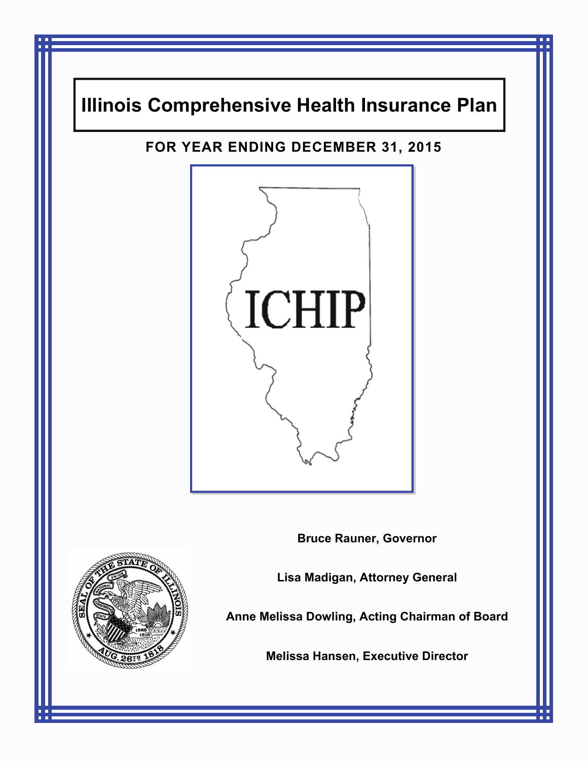# Illinois Comprehensive Health Insurance Plan

## FOR YEAR ENDING DECEMBER 31, 2015

ICHIP

**Bruce Rauner, Governor**

**Lisa Madigan, Attorney General**

**Anne Melissa Dowling, Acting Chairman of Board**

**Melissa Hansen, Executive Director**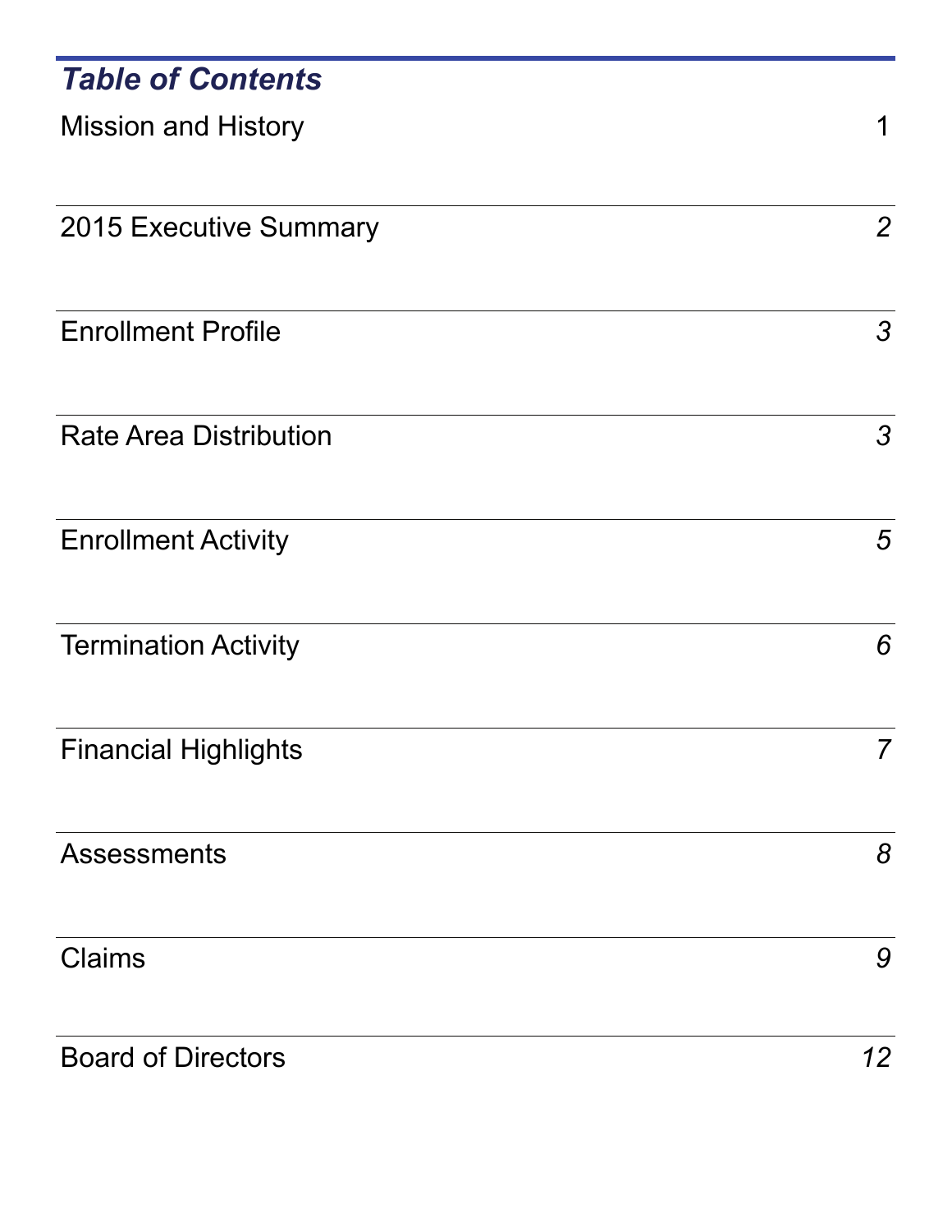## *Table of Contents*

| | |
|---|---|
| Mission and History | 1 |
| 2015 Executive Summary | *2* |
| Enrollment Profile | *3* |
| Rate Area Distribution | *3* |
| Enrollment Activity | *5* |
| Termination Activity | *6* |
| Financial Highlights | *7* |
| Assessments | *8* |
| Claims | *9* |
| Board of Directors | *12* |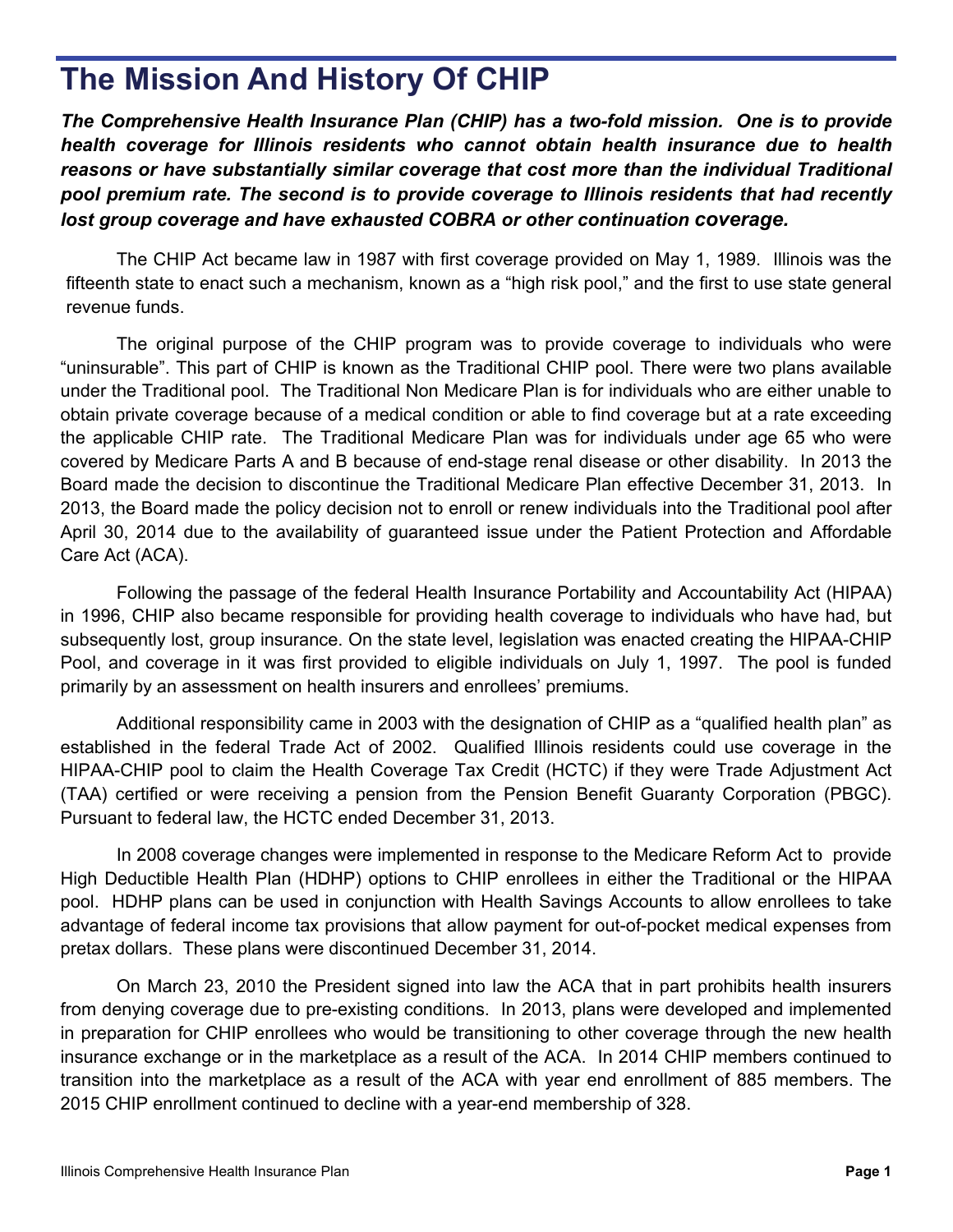# The Mission And History Of CHIP

***The Comprehensive Health Insurance Plan (CHIP) has a two-fold mission. One is to provide health coverage for Illinois residents who cannot obtain health insurance due to health reasons or have substantially similar coverage that cost more than the individual Traditional pool premium rate. The second is to provide coverage to Illinois residents that had recently lost group coverage and have exhausted COBRA or other continuation coverage.***

The CHIP Act became law in 1987 with first coverage provided on May 1, 1989. Illinois was the fifteenth state to enact such a mechanism, known as a "high risk pool," and the first to use state general revenue funds.

The original purpose of the CHIP program was to provide coverage to individuals who were "uninsurable". This part of CHIP is known as the Traditional CHIP pool. There were two plans available under the Traditional pool. The Traditional Non Medicare Plan is for individuals who are either unable to obtain private coverage because of a medical condition or able to find coverage but at a rate exceeding the applicable CHIP rate. The Traditional Medicare Plan was for individuals under age 65 who were covered by Medicare Parts A and B because of end-stage renal disease or other disability. In 2013 the Board made the decision to discontinue the Traditional Medicare Plan effective December 31, 2013. In 2013, the Board made the policy decision not to enroll or renew individuals into the Traditional pool after April 30, 2014 due to the availability of guaranteed issue under the Patient Protection and Affordable Care Act (ACA).

Following the passage of the federal Health Insurance Portability and Accountability Act (HIPAA) in 1996, CHIP also became responsible for providing health coverage to individuals who have had, but subsequently lost, group insurance. On the state level, legislation was enacted creating the HIPAA-CHIP Pool, and coverage in it was first provided to eligible individuals on July 1, 1997. The pool is funded primarily by an assessment on health insurers and enrollees' premiums.

Additional responsibility came in 2003 with the designation of CHIP as a "qualified health plan" as established in the federal Trade Act of 2002. Qualified Illinois residents could use coverage in the HIPAA-CHIP pool to claim the Health Coverage Tax Credit (HCTC) if they were Trade Adjustment Act (TAA) certified or were receiving a pension from the Pension Benefit Guaranty Corporation (PBGC). Pursuant to federal law, the HCTC ended December 31, 2013.

In 2008 coverage changes were implemented in response to the Medicare Reform Act to provide High Deductible Health Plan (HDHP) options to CHIP enrollees in either the Traditional or the HIPAA pool. HDHP plans can be used in conjunction with Health Savings Accounts to allow enrollees to take advantage of federal income tax provisions that allow payment for out-of-pocket medical expenses from pretax dollars. These plans were discontinued December 31, 2014.

On March 23, 2010 the President signed into law the ACA that in part prohibits health insurers from denying coverage due to pre-existing conditions. In 2013, plans were developed and implemented in preparation for CHIP enrollees who would be transitioning to other coverage through the new health insurance exchange or in the marketplace as a result of the ACA. In 2014 CHIP members continued to transition into the marketplace as a result of the ACA with year end enrollment of 885 members. The 2015 CHIP enrollment continued to decline with a year-end membership of 328.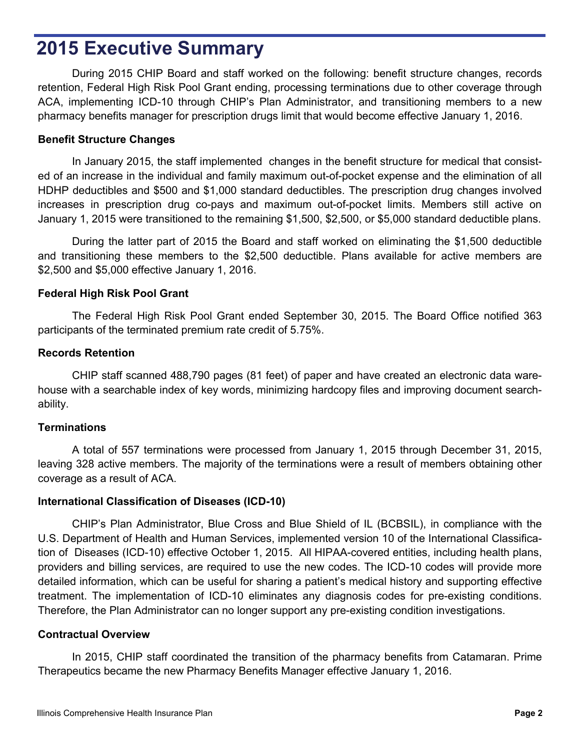# 2015 Executive Summary

During 2015 CHIP Board and staff worked on the following: benefit structure changes, records retention, Federal High Risk Pool Grant ending, processing terminations due to other coverage through ACA, implementing ICD-10 through CHIP's Plan Administrator, and transitioning members to a new pharmacy benefits manager for prescription drugs limit that would become effective January 1, 2016.

**Benefit Structure Changes**

In January 2015, the staff implemented changes in the benefit structure for medical that consisted of an increase in the individual and family maximum out-of-pocket expense and the elimination of all HDHP deductibles and $500 and $1,000 standard deductibles. The prescription drug changes involved increases in prescription drug co-pays and maximum out-of-pocket limits. Members still active on January 1, 2015 were transitioned to the remaining $1,500, $2,500, or $5,000 standard deductible plans.

During the latter part of 2015 the Board and staff worked on eliminating the $1,500 deductible and transitioning these members to the $2,500 deductible. Plans available for active members are $2,500 and $5,000 effective January 1, 2016.

**Federal High Risk Pool Grant**

The Federal High Risk Pool Grant ended September 30, 2015. The Board Office notified 363 participants of the terminated premium rate credit of 5.75%.

**Records Retention**

CHIP staff scanned 488,790 pages (81 feet) of paper and have created an electronic data warehouse with a searchable index of key words, minimizing hardcopy files and improving document searchability.

**Terminations**

A total of 557 terminations were processed from January 1, 2015 through December 31, 2015, leaving 328 active members. The majority of the terminations were a result of members obtaining other coverage as a result of ACA.

**International Classification of Diseases (ICD-10)**

CHIP's Plan Administrator, Blue Cross and Blue Shield of IL (BCBSIL), in compliance with the U.S. Department of Health and Human Services, implemented version 10 of the International Classification of Diseases (ICD-10) effective October 1, 2015. All HIPAA-covered entities, including health plans, providers and billing services, are required to use the new codes. The ICD-10 codes will provide more detailed information, which can be useful for sharing a patient's medical history and supporting effective treatment. The implementation of ICD-10 eliminates any diagnosis codes for pre-existing conditions. Therefore, the Plan Administrator can no longer support any pre-existing condition investigations.

**Contractual Overview**

In 2015, CHIP staff coordinated the transition of the pharmacy benefits from Catamaran. Prime Therapeutics became the new Pharmacy Benefits Manager effective January 1, 2016.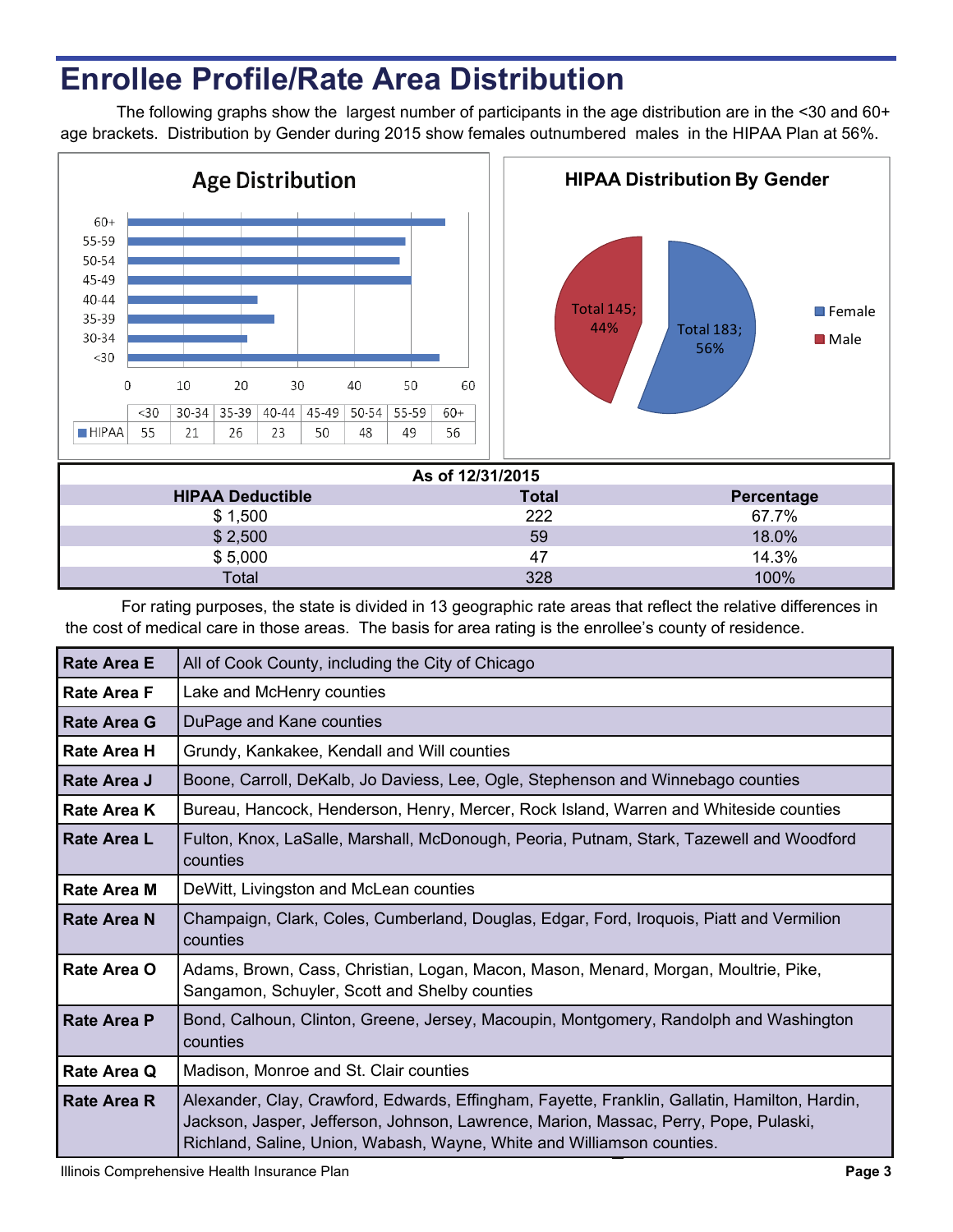# Enrollee Profile/Rate Area Distribution

The following graphs show the largest number of participants in the age distribution are in the <30 and 60+ age brackets. Distribution by Gender during 2015 show females outnumbered males in the HIPAA Plan at 56%.

**Age Distribution**

| | <30 | 30-34 | 35-39 | 40-44 | 45-49 | 50-54 | 55-59 | 60+ |
|---|---|---|---|---|---|---|---|---|
| HIPAA | 55 | 21 | 26 | 23 | 50 | 48 | 49 | 56 |

**HIPAA Distribution By Gender**

- Female: Total 183; 56%
- Male: Total 145; 44%

| As of 12/31/2015 | | |
|---|---|---|
| **HIPAA Deductible** | **Total** | **Percentage** |
| $ 1,500 | 222 | 67.7% |
| $ 2,500 | 59 | 18.0% |
| $ 5,000 | 47 | 14.3% |
| Total | 328 | 100% |

For rating purposes, the state is divided in 13 geographic rate areas that reflect the relative differences in the cost of medical care in those areas. The basis for area rating is the enrollee's county of residence.

| Rate Area | Counties |
|---|---|
| **Rate Area E** | All of Cook County, including the City of Chicago |
| **Rate Area F** | Lake and McHenry counties |
| **Rate Area G** | DuPage and Kane counties |
| **Rate Area H** | Grundy, Kankakee, Kendall and Will counties |
| **Rate Area J** | Boone, Carroll, DeKalb, Jo Daviess, Lee, Ogle, Stephenson and Winnebago counties |
| **Rate Area K** | Bureau, Hancock, Henderson, Henry, Mercer, Rock Island, Warren and Whiteside counties |
| **Rate Area L** | Fulton, Knox, LaSalle, Marshall, McDonough, Peoria, Putnam, Stark, Tazewell and Woodford counties |
| **Rate Area M** | DeWitt, Livingston and McLean counties |
| **Rate Area N** | Champaign, Clark, Coles, Cumberland, Douglas, Edgar, Ford, Iroquois, Piatt and Vermilion counties |
| **Rate Area O** | Adams, Brown, Cass, Christian, Logan, Macon, Mason, Menard, Morgan, Moultrie, Pike, Sangamon, Schuyler, Scott and Shelby counties |
| **Rate Area P** | Bond, Calhoun, Clinton, Greene, Jersey, Macoupin, Montgomery, Randolph and Washington counties |
| **Rate Area Q** | Madison, Monroe and St. Clair counties |
| **Rate Area R** | Alexander, Clay, Crawford, Edwards, Effingham, Fayette, Franklin, Gallatin, Hamilton, Hardin, Jackson, Jasper, Jefferson, Johnson, Lawrence, Marion, Massac, Perry, Pope, Pulaski, Richland, Saline, Union, Wabash, Wayne, White and Williamson counties. |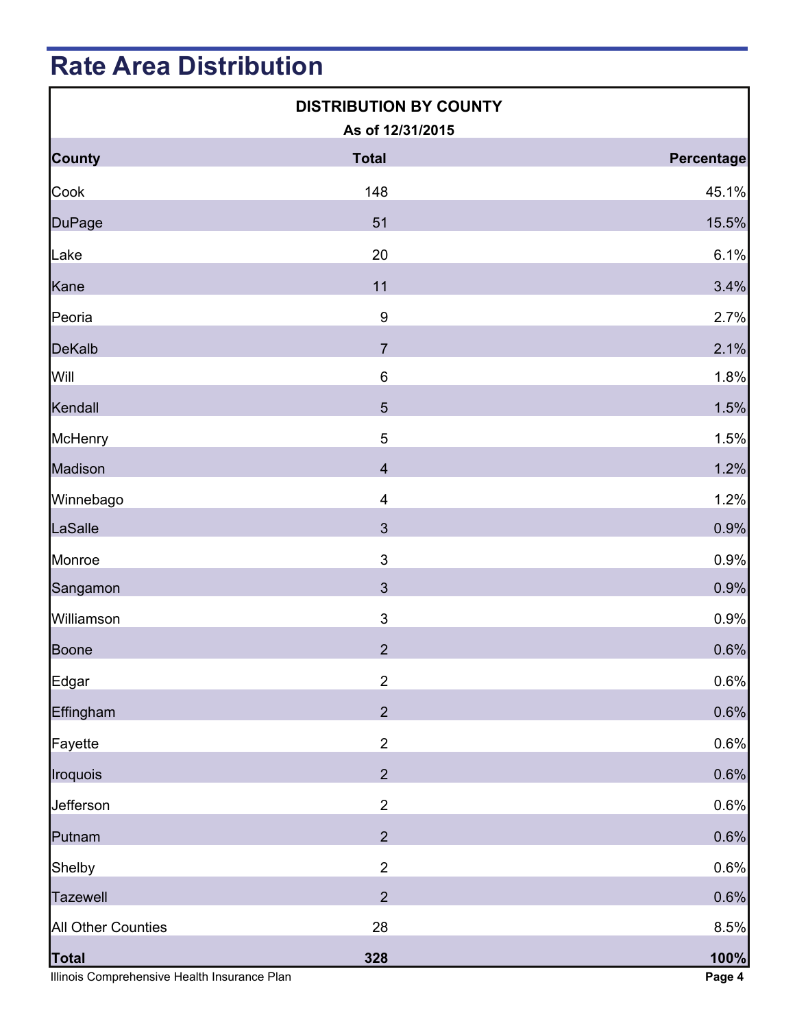# Rate Area Distribution

| DISTRIBUTION BY COUNTY<br>As of 12/31/2015 | | |
|---|---|---|
| **County** | **Total** | **Percentage** |
| Cook | 148 | 45.1% |
| DuPage | 51 | 15.5% |
| Lake | 20 | 6.1% |
| Kane | 11 | 3.4% |
| Peoria | 9 | 2.7% |
| DeKalb | 7 | 2.1% |
| Will | 6 | 1.8% |
| Kendall | 5 | 1.5% |
| McHenry | 5 | 1.5% |
| Madison | 4 | 1.2% |
| Winnebago | 4 | 1.2% |
| LaSalle | 3 | 0.9% |
| Monroe | 3 | 0.9% |
| Sangamon | 3 | 0.9% |
| Williamson | 3 | 0.9% |
| Boone | 2 | 0.6% |
| Edgar | 2 | 0.6% |
| Effingham | 2 | 0.6% |
| Fayette | 2 | 0.6% |
| Iroquois | 2 | 0.6% |
| Jefferson | 2 | 0.6% |
| Putnam | 2 | 0.6% |
| Shelby | 2 | 0.6% |
| Tazewell | 2 | 0.6% |
| All Other Counties | 28 | 8.5% |
| **Total** | **328** | **100%** |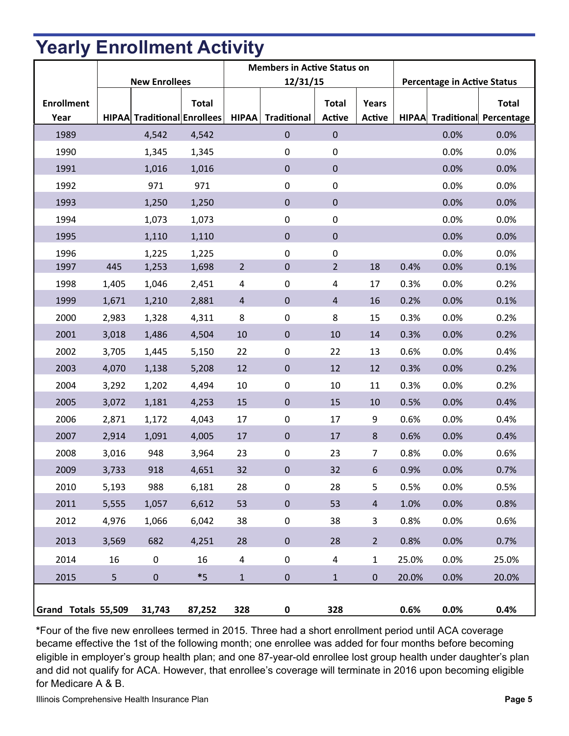# Yearly Enrollment Activity

| Enrollment Year | New Enrollees | | | Members in Active Status on 12/31/15 | | | | Percentage in Active Status | | |
|---|---|---|---|---|---|---|---|---|---|---|
| | HIPAA | Traditional | Total Enrollees | HIPAA | Traditional | Total Active | Years Active | HIPAA | Traditional | Total Percentage |
| 1989 | | 4,542 | 4,542 | | 0 | 0 | | | 0.0% | 0.0% |
| 1990 | | 1,345 | 1,345 | | 0 | 0 | | | 0.0% | 0.0% |
| 1991 | | 1,016 | 1,016 | | 0 | 0 | | | 0.0% | 0.0% |
| 1992 | | 971 | 971 | | 0 | 0 | | | 0.0% | 0.0% |
| 1993 | | 1,250 | 1,250 | | 0 | 0 | | | 0.0% | 0.0% |
| 1994 | | 1,073 | 1,073 | | 0 | 0 | | | 0.0% | 0.0% |
| 1995 | | 1,110 | 1,110 | | 0 | 0 | | | 0.0% | 0.0% |
| 1996 | | 1,225 | 1,225 | | 0 | 0 | | | 0.0% | 0.0% |
| 1997 | 445 | 1,253 | 1,698 | 2 | 0 | 2 | 18 | 0.4% | 0.0% | 0.1% |
| 1998 | 1,405 | 1,046 | 2,451 | 4 | 0 | 4 | 17 | 0.3% | 0.0% | 0.2% |
| 1999 | 1,671 | 1,210 | 2,881 | 4 | 0 | 4 | 16 | 0.2% | 0.0% | 0.1% |
| 2000 | 2,983 | 1,328 | 4,311 | 8 | 0 | 8 | 15 | 0.3% | 0.0% | 0.2% |
| 2001 | 3,018 | 1,486 | 4,504 | 10 | 0 | 10 | 14 | 0.3% | 0.0% | 0.2% |
| 2002 | 3,705 | 1,445 | 5,150 | 22 | 0 | 22 | 13 | 0.6% | 0.0% | 0.4% |
| 2003 | 4,070 | 1,138 | 5,208 | 12 | 0 | 12 | 12 | 0.3% | 0.0% | 0.2% |
| 2004 | 3,292 | 1,202 | 4,494 | 10 | 0 | 10 | 11 | 0.3% | 0.0% | 0.2% |
| 2005 | 3,072 | 1,181 | 4,253 | 15 | 0 | 15 | 10 | 0.5% | 0.0% | 0.4% |
| 2006 | 2,871 | 1,172 | 4,043 | 17 | 0 | 17 | 9 | 0.6% | 0.0% | 0.4% |
| 2007 | 2,914 | 1,091 | 4,005 | 17 | 0 | 17 | 8 | 0.6% | 0.0% | 0.4% |
| 2008 | 3,016 | 948 | 3,964 | 23 | 0 | 23 | 7 | 0.8% | 0.0% | 0.6% |
| 2009 | 3,733 | 918 | 4,651 | 32 | 0 | 32 | 6 | 0.9% | 0.0% | 0.7% |
| 2010 | 5,193 | 988 | 6,181 | 28 | 0 | 28 | 5 | 0.5% | 0.0% | 0.5% |
| 2011 | 5,555 | 1,057 | 6,612 | 53 | 0 | 53 | 4 | 1.0% | 0.0% | 0.8% |
| 2012 | 4,976 | 1,066 | 6,042 | 38 | 0 | 38 | 3 | 0.8% | 0.0% | 0.6% |
| 2013 | 3,569 | 682 | 4,251 | 28 | 0 | 28 | 2 | 0.8% | 0.0% | 0.7% |
| 2014 | 16 | 0 | 16 | 4 | 0 | 4 | 1 | 25.0% | 0.0% | 25.0% |
| 2015 | 5 | 0 | *5 | 1 | 0 | 1 | 0 | 20.0% | 0.0% | 20.0% |
| **Grand Totals** | **55,509** | **31,743** | **87,252** | **328** | **0** | **328** | | **0.6%** | **0.0%** | **0.4%** |

**\***Four of the five new enrollees termed in 2015. Three had a short enrollment period until ACA coverage became effective the 1st of the following month; one enrollee was added for four months before becoming eligible in employer's group health plan; and one 87-year-old enrollee lost group health under daughter's plan and did not qualify for ACA. However, that enrollee's coverage will terminate in 2016 upon becoming eligible for Medicare A & B.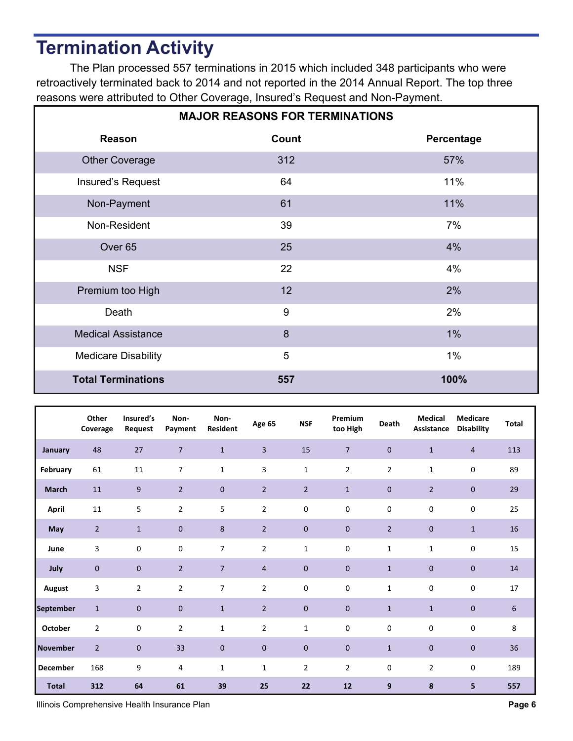# Termination Activity

The Plan processed 557 terminations in 2015 which included 348 participants who were retroactively terminated back to 2014 and not reported in the 2014 Annual Report. The top three reasons were attributed to Other Coverage, Insured's Request and Non-Payment.

| MAJOR REASONS FOR TERMINATIONS | | |
|---|---|---|
| **Reason** | **Count** | **Percentage** |
| Other Coverage | 312 | 57% |
| Insured's Request | 64 | 11% |
| Non-Payment | 61 | 11% |
| Non-Resident | 39 | 7% |
| Over 65 | 25 | 4% |
| NSF | 22 | 4% |
| Premium too High | 12 | 2% |
| Death | 9 | 2% |
| Medical Assistance | 8 | 1% |
| Medicare Disability | 5 | 1% |
| **Total Terminations** | **557** | **100%** |

| | Other Coverage | Insured's Request | Non-Payment | Non-Resident | Age 65 | NSF | Premium too High | Death | Medical Assistance | Medicare Disability | Total |
|---|---|---|---|---|---|---|---|---|---|---|---|
| **January** | 48 | 27 | 7 | 1 | 3 | 15 | 7 | 0 | 1 | 4 | 113 |
| **February** | 61 | 11 | 7 | 1 | 3 | 1 | 2 | 2 | 1 | 0 | 89 |
| **March** | 11 | 9 | 2 | 0 | 2 | 2 | 1 | 0 | 2 | 0 | 29 |
| **April** | 11 | 5 | 2 | 5 | 2 | 0 | 0 | 0 | 0 | 0 | 25 |
| **May** | 2 | 1 | 0 | 8 | 2 | 0 | 0 | 2 | 0 | 1 | 16 |
| **June** | 3 | 0 | 0 | 7 | 2 | 1 | 0 | 1 | 1 | 0 | 15 |
| **July** | 0 | 0 | 2 | 7 | 4 | 0 | 0 | 1 | 0 | 0 | 14 |
| **August** | 3 | 2 | 2 | 7 | 2 | 0 | 0 | 1 | 0 | 0 | 17 |
| **September** | 1 | 0 | 0 | 1 | 2 | 0 | 0 | 1 | 1 | 0 | 6 |
| **October** | 2 | 0 | 2 | 1 | 2 | 1 | 0 | 0 | 0 | 0 | 8 |
| **November** | 2 | 0 | 33 | 0 | 0 | 0 | 0 | 1 | 0 | 0 | 36 |
| **December** | 168 | 9 | 4 | 1 | 1 | 2 | 2 | 0 | 2 | 0 | 189 |
| **Total** | **312** | **64** | **61** | **39** | **25** | **22** | **12** | **9** | **8** | **5** | **557** |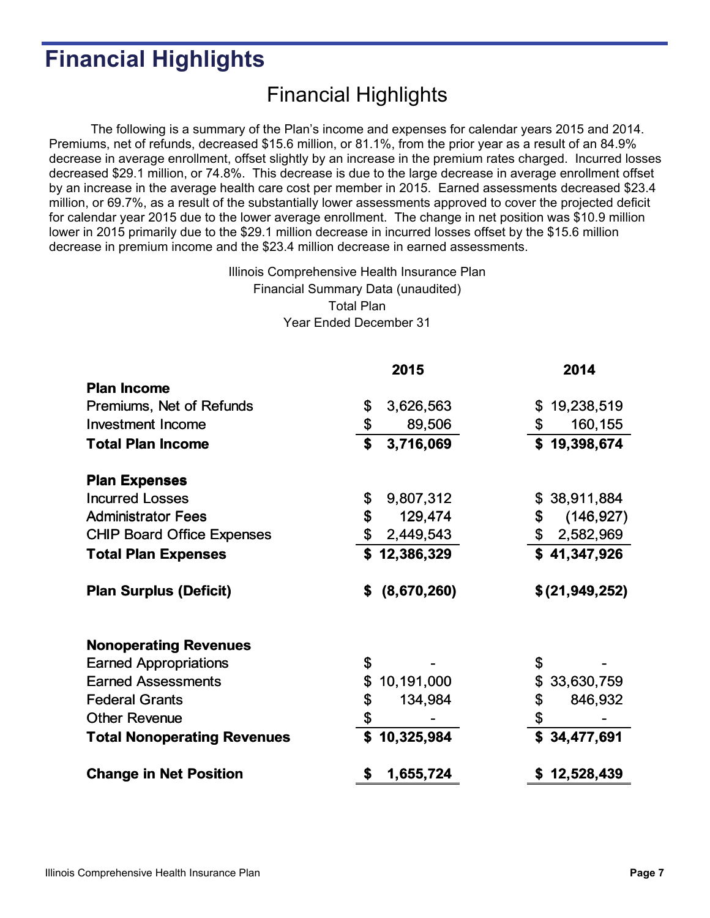# Financial Highlights

## Financial Highlights

The following is a summary of the Plan's income and expenses for calendar years 2015 and 2014. Premiums, net of refunds, decreased $15.6 million, or 81.1%, from the prior year as a result of an 84.9% decrease in average enrollment, offset slightly by an increase in the premium rates charged. Incurred losses decreased $29.1 million, or 74.8%. This decrease is due to the large decrease in average enrollment offset by an increase in the average health care cost per member in 2015. Earned assessments decreased $23.4 million, or 69.7%, as a result of the substantially lower assessments approved to cover the projected deficit for calendar year 2015 due to the lower average enrollment. The change in net position was $10.9 million lower in 2015 primarily due to the $29.1 million decrease in incurred losses offset by the $15.6 million decrease in premium income and the $23.4 million decrease in earned assessments.

Illinois Comprehensive Health Insurance Plan
Financial Summary Data (unaudited)
Total Plan
Year Ended December 31

| | 2015 | 2014 |
|---|---|---|
| **Plan Income** | | |
| Premiums, Net of Refunds | $ 3,626,563 | $ 19,238,519 |
| Investment Income | $ 89,506 | $ 160,155 |
| **Total Plan Income** | **$ 3,716,069** | **$ 19,398,674** |
| **Plan Expenses** | | |
| Incurred Losses | $ 9,807,312 | $ 38,911,884 |
| Administrator Fees | $ 129,474 | $ (146,927) |
| CHIP Board Office Expenses | $ 2,449,543 | $ 2,582,969 |
| **Total Plan Expenses** | **$ 12,386,329** | **$ 41,347,926** |
| **Plan Surplus (Deficit)** | **$ (8,670,260)** | **$ (21,949,252)** |
| **Nonoperating Revenues** | | |
| Earned Appropriations | $ - | $ - |
| Earned Assessments | $ 10,191,000 | $ 33,630,759 |
| Federal Grants | $ 134,984 | $ 846,932 |
| Other Revenue | $ - | $ - |
| **Total Nonoperating Revenues** | **$ 10,325,984** | **$ 34,477,691** |
| **Change in Net Position** | **$ 1,655,724** | **$ 12,528,439** |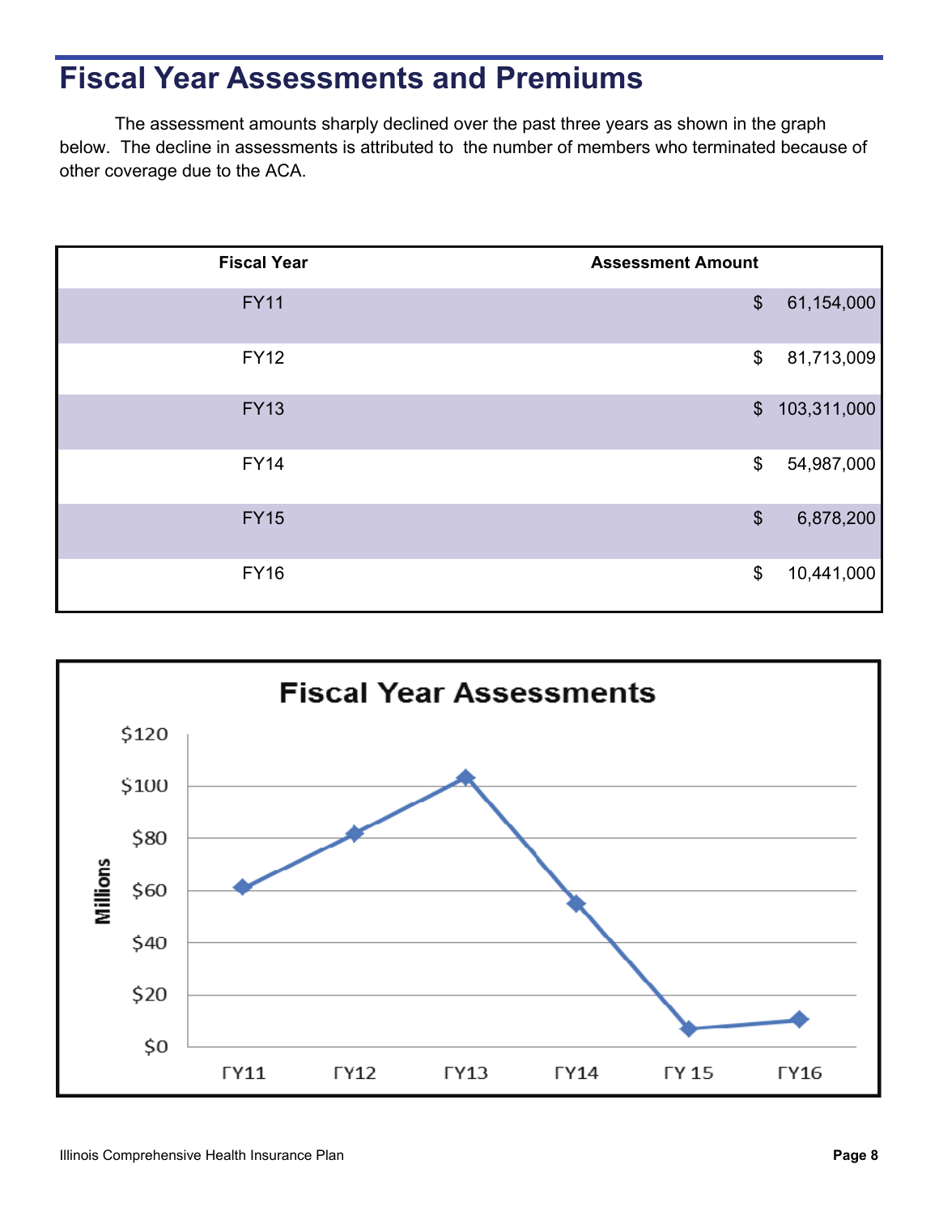# Fiscal Year Assessments and Premiums

The assessment amounts sharply declined over the past three years as shown in the graph below. The decline in assessments is attributed to the number of members who terminated because of other coverage due to the ACA.

| Fiscal Year | Assessment Amount |
|---|---|
| FY11 | $ 61,154,000 |
| FY12 | $ 81,713,009 |
| FY13 | $ 103,311,000 |
| FY14 | $ 54,987,000 |
| FY15 | $ 6,878,200 |
| FY16 | $ 10,441,000 |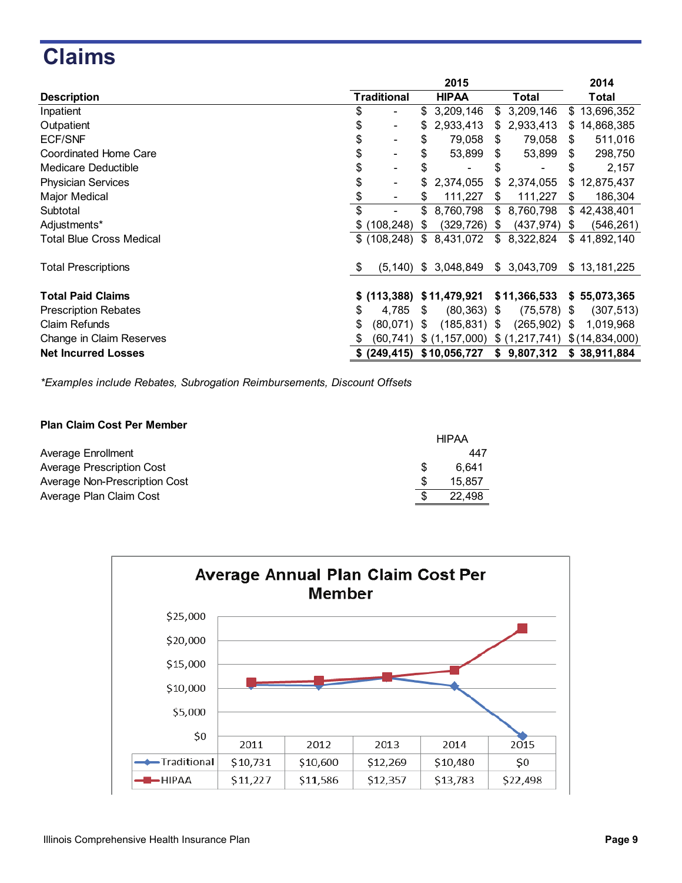# Claims

| Description | 2015 Traditional | 2015 HIPAA | 2015 Total | 2014 Total |
|---|---|---|---|---|
| Inpatient | $ - | $ 3,209,146 | $ 3,209,146 | $ 13,696,352 |
| Outpatient | $ - | $ 2,933,413 | $ 2,933,413 | $ 14,868,385 |
| ECF/SNF | $ - | $ 79,058 | $ 79,058 | $ 511,016 |
| Coordinated Home Care | $ - | $ 53,899 | $ 53,899 | $ 298,750 |
| Medicare Deductible | $ - | $ - | $ - | $ 2,157 |
| Physician Services | $ - | $ 2,374,055 | $ 2,374,055 | $ 12,875,437 |
| Major Medical | $ - | $ 111,227 | $ 111,227 | $ 186,304 |
| Subtotal | $ - | $ 8,760,798 | $ 8,760,798 | $ 42,438,401 |
| Adjustments* | $ (108,248) | $ (329,726) | $ (437,974) | $ (546,261) |
| Total Blue Cross Medical | $ (108,248) | $ 8,431,072 | $ 8,322,824 | $ 41,892,140 |
| Total Prescriptions | $ (5,140) | $ 3,048,849 | $ 3,043,709 | $ 13,181,225 |
| **Total Paid Claims** | **$ (113,388)** | **$ 11,479,921** | **$ 11,366,533** | **$ 55,073,365** |
| Prescription Rebates | $ 4,785 | $ (80,363) | $ (75,578) | $ (307,513) |
| Claim Refunds | $ (80,071) | $ (185,831) | $ (265,902) | $ 1,019,968 |
| Change in Claim Reserves | $ (60,741) | $ (1,157,000) | $ (1,217,741) | $ (14,834,000) |
| **Net Incurred Losses** | **$ (249,415)** | **$ 10,056,727** | **$ 9,807,312** | **$ 38,911,884** |

*Examples include Rebates, Subrogation Reimbursements, Discount Offsets*

**Plan Claim Cost Per Member**

| | HIPAA |
|---|---|
| Average Enrollment | 447 |
| Average Prescription Cost | $ 6,641 |
| Average Non-Prescription Cost | $ 15,857 |
| Average Plan Claim Cost | $ 22,498 |

**Average Annual Plan Claim Cost Per Member**

| | 2011 | 2012 | 2013 | 2014 | 2015 |
|---|---|---|---|---|---|
| Traditional | $10,731 | $10,600 | $12,269 | $10,480 | $0 |
| HIPAA | $11,227 | $11,586 | $12,357 | $13,783 | $22,498 |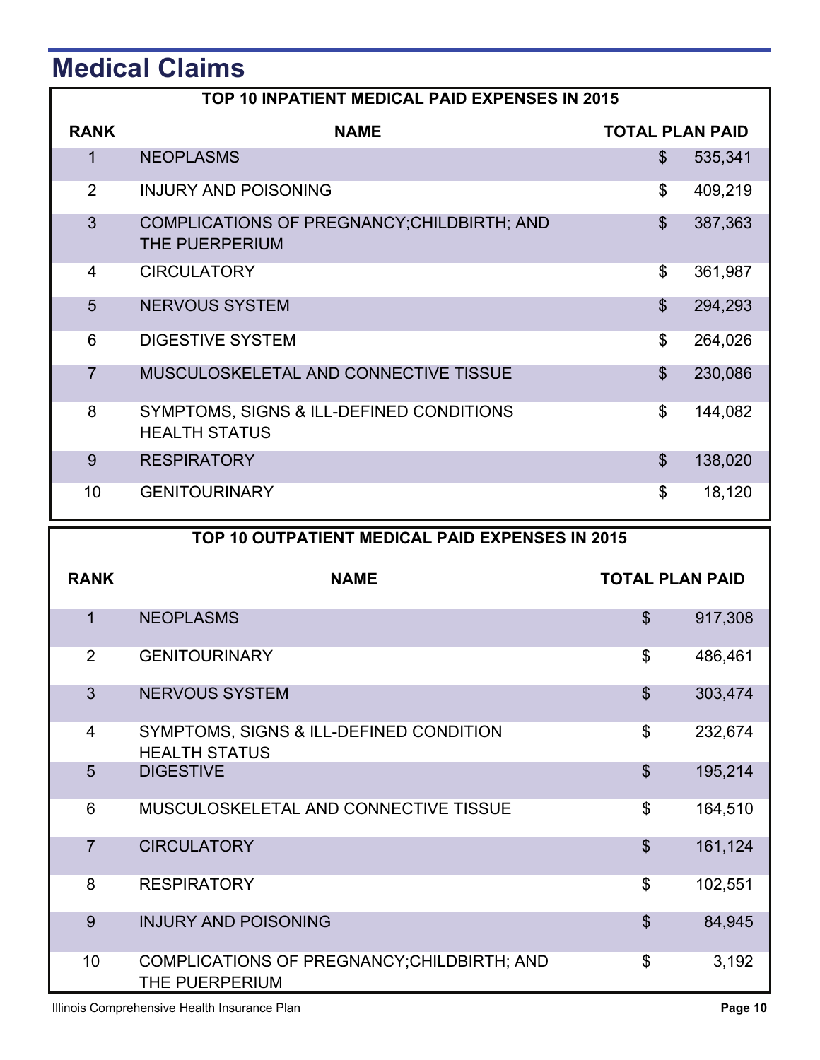# Medical Claims

**TOP 10 INPATIENT MEDICAL PAID EXPENSES IN 2015**

| RANK | NAME | TOTAL PLAN PAID |
|---|---|---|
| 1 | NEOPLASMS | $ 535,341 |
| 2 | INJURY AND POISONING | $ 409,219 |
| 3 | COMPLICATIONS OF PREGNANCY;CHILDBIRTH; AND THE PUERPERIUM | $ 387,363 |
| 4 | CIRCULATORY | $ 361,987 |
| 5 | NERVOUS SYSTEM | $ 294,293 |
| 6 | DIGESTIVE SYSTEM | $ 264,026 |
| 7 | MUSCULOSKELETAL AND CONNECTIVE TISSUE | $ 230,086 |
| 8 | SYMPTOMS, SIGNS & ILL-DEFINED CONDITIONS HEALTH STATUS | $ 144,082 |
| 9 | RESPIRATORY | $ 138,020 |
| 10 | GENITOURINARY | $ 18,120 |

**TOP 10 OUTPATIENT MEDICAL PAID EXPENSES IN 2015**

| RANK | NAME | TOTAL PLAN PAID |
|---|---|---|
| 1 | NEOPLASMS | $ 917,308 |
| 2 | GENITOURINARY | $ 486,461 |
| 3 | NERVOUS SYSTEM | $ 303,474 |
| 4 | SYMPTOMS, SIGNS & ILL-DEFINED CONDITION HEALTH STATUS | $ 232,674 |
| 5 | DIGESTIVE | $ 195,214 |
| 6 | MUSCULOSKELETAL AND CONNECTIVE TISSUE | $ 164,510 |
| 7 | CIRCULATORY | $ 161,124 |
| 8 | RESPIRATORY | $ 102,551 |
| 9 | INJURY AND POISONING | $ 84,945 |
| 10 | COMPLICATIONS OF PREGNANCY;CHILDBIRTH; AND THE PUERPERIUM | $ 3,192 |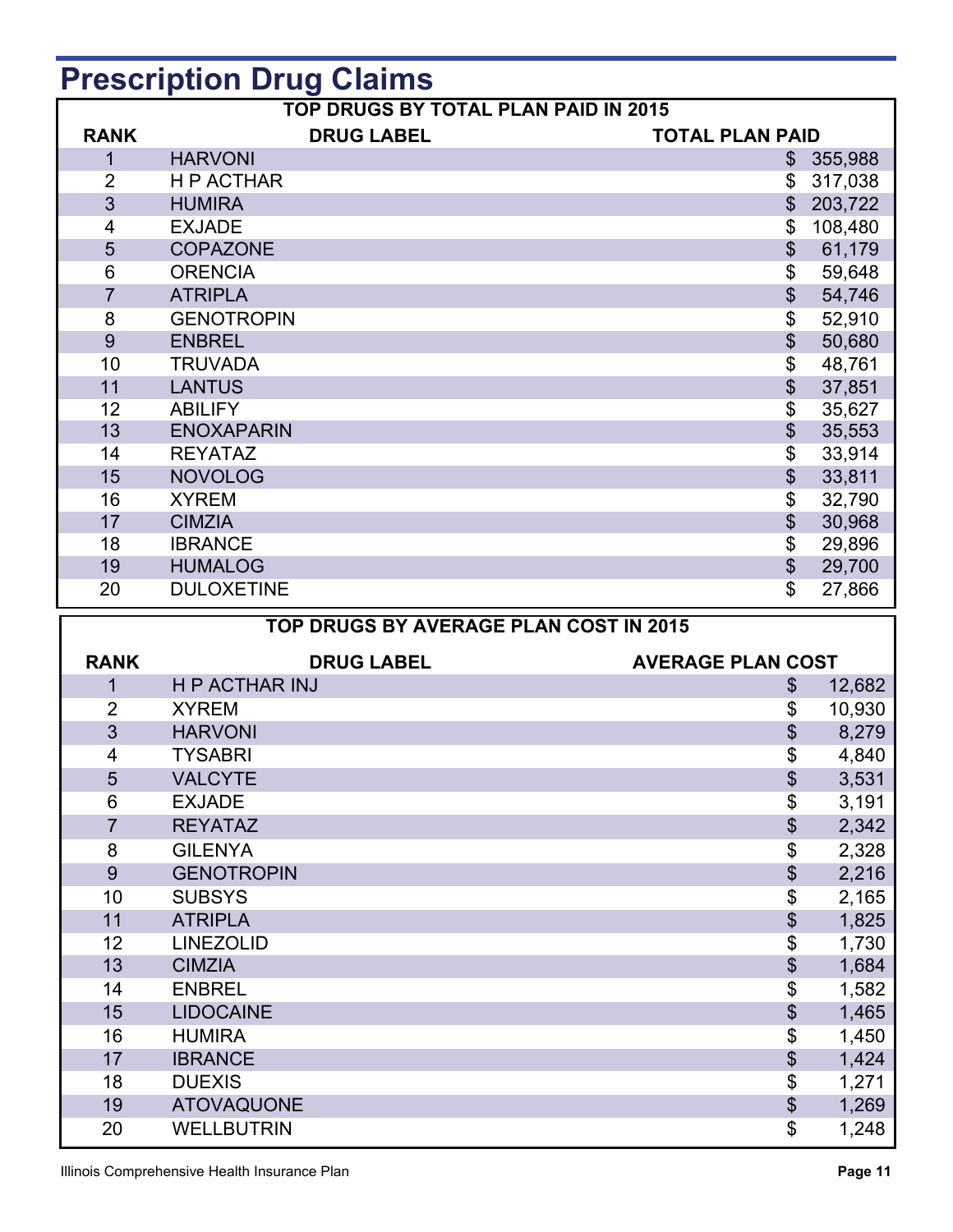# Prescription Drug Claims

| TOP DRUGS BY TOTAL PLAN PAID IN 2015 | | |
|---|---|---|
| **RANK** | **DRUG LABEL** | **TOTAL PLAN PAID** |
| 1 | HARVONI | $ 355,988 |
| 2 | H P ACTHAR | $ 317,038 |
| 3 | HUMIRA | $ 203,722 |
| 4 | EXJADE | $ 108,480 |
| 5 | COPAZONE | $ 61,179 |
| 6 | ORENCIA | $ 59,648 |
| 7 | ATRIPLA | $ 54,746 |
| 8 | GENOTROPIN | $ 52,910 |
| 9 | ENBREL | $ 50,680 |
| 10 | TRUVADA | $ 48,761 |
| 11 | LANTUS | $ 37,851 |
| 12 | ABILIFY | $ 35,627 |
| 13 | ENOXAPARIN | $ 35,553 |
| 14 | REYATAZ | $ 33,914 |
| 15 | NOVOLOG | $ 33,811 |
| 16 | XYREM | $ 32,790 |
| 17 | CIMZIA | $ 30,968 |
| 18 | IBRANCE | $ 29,896 |
| 19 | HUMALOG | $ 29,700 |
| 20 | DULOXETINE | $ 27,866 |

| TOP DRUGS BY AVERAGE PLAN COST IN 2015 | | |
|---|---|---|
| **RANK** | **DRUG LABEL** | **AVERAGE PLAN COST** |
| 1 | H P ACTHAR INJ | $ 12,682 |
| 2 | XYREM | $ 10,930 |
| 3 | HARVONI | $ 8,279 |
| 4 | TYSABRI | $ 4,840 |
| 5 | VALCYTE | $ 3,531 |
| 6 | EXJADE | $ 3,191 |
| 7 | REYATAZ | $ 2,342 |
| 8 | GILENYA | $ 2,328 |
| 9 | GENOTROPIN | $ 2,216 |
| 10 | SUBSYS | $ 2,165 |
| 11 | ATRIPLA | $ 1,825 |
| 12 | LINEZOLID | $ 1,730 |
| 13 | CIMZIA | $ 1,684 |
| 14 | ENBREL | $ 1,582 |
| 15 | LIDOCAINE | $ 1,465 |
| 16 | HUMIRA | $ 1,450 |
| 17 | IBRANCE | $ 1,424 |
| 18 | DUEXIS | $ 1,271 |
| 19 | ATOVAQUONE | $ 1,269 |
| 20 | WELLBUTRIN | $ 1,248 |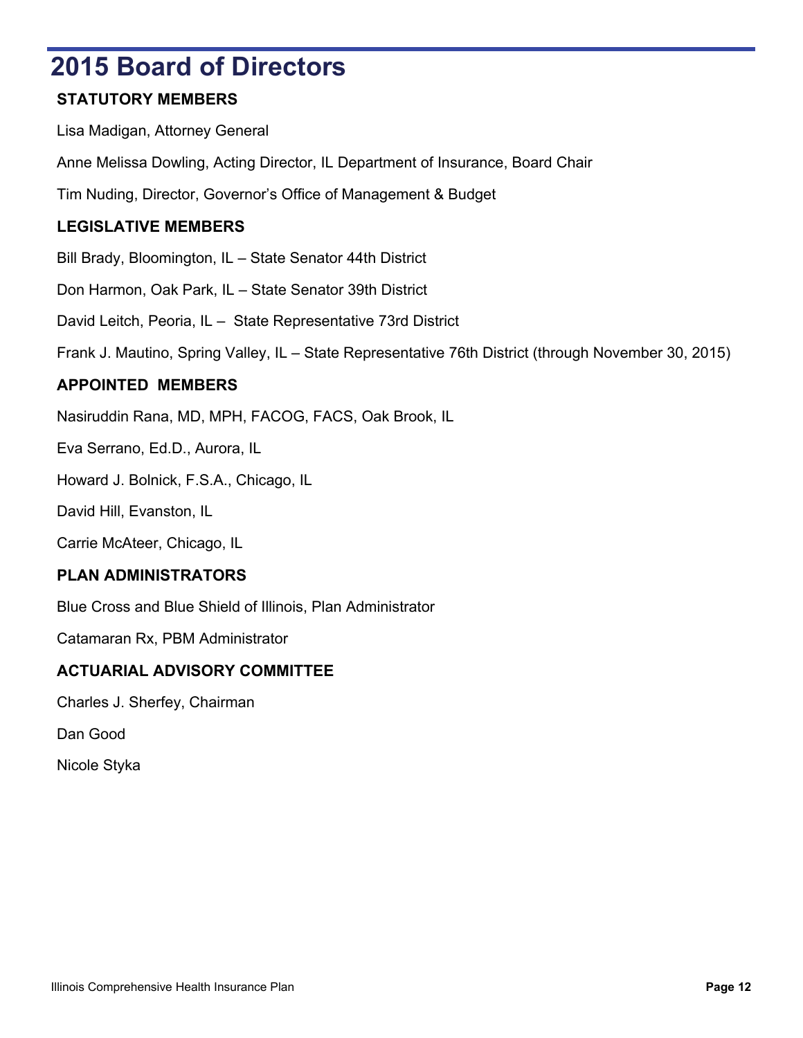# 2015 Board of Directors

## STATUTORY MEMBERS

Lisa Madigan, Attorney General

Anne Melissa Dowling, Acting Director, IL Department of Insurance, Board Chair

Tim Nuding, Director, Governor's Office of Management & Budget

## LEGISLATIVE MEMBERS

Bill Brady, Bloomington, IL – State Senator 44th District

Don Harmon, Oak Park, IL – State Senator 39th District

David Leitch, Peoria, IL – State Representative 73rd District

Frank J. Mautino, Spring Valley, IL – State Representative 76th District (through November 30, 2015)

## APPOINTED MEMBERS

Nasiruddin Rana, MD, MPH, FACOG, FACS, Oak Brook, IL

Eva Serrano, Ed.D., Aurora, IL

Howard J. Bolnick, F.S.A., Chicago, IL

David Hill, Evanston, IL

Carrie McAteer, Chicago, IL

## PLAN ADMINISTRATORS

Blue Cross and Blue Shield of Illinois, Plan Administrator

Catamaran Rx, PBM Administrator

## ACTUARIAL ADVISORY COMMITTEE

Charles J. Sherfey, Chairman

Dan Good

Nicole Styka